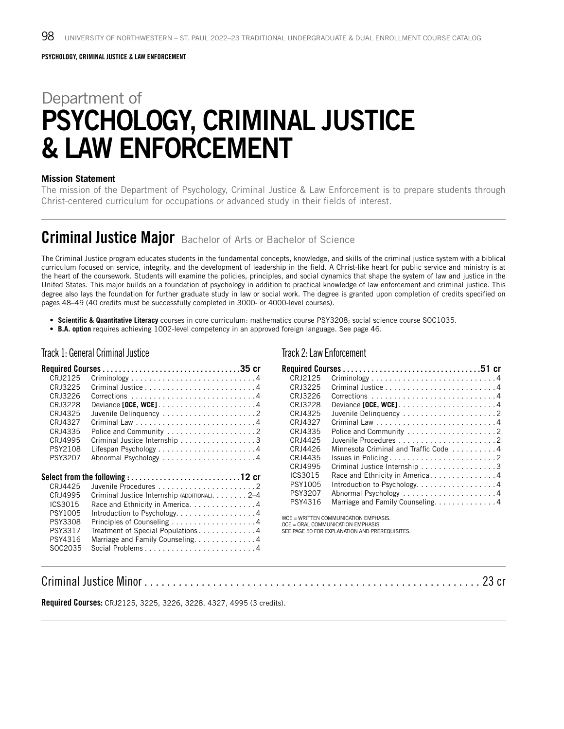PSYCHOLOGY, CRIMINAL JUSTICE & LAW ENFORCEMENT

# Department of PSYCHOLOGY, CRIMINAL JUSTICE & LAW ENFORCEMENT

**Mission Statement**

The mission of the Department of Psychology, Criminal Justice & Law Enforcement is to prepare students through Christ-centered curriculum for occupations or advanced study in their fields of interest.

## Criminal Justice Major Bachelor of Arts or Bachelor of Science

The Criminal Justice program educates students in the fundamental concepts, knowledge, and skills of the criminal justice system with a biblical curriculum focused on service, integrity, and the development of leadership in the field. A Christ-like heart for public service and ministry is at the heart of the coursework. Students will examine the policies, principles, and social dynamics that shape the system of law and justice in the United States. This major builds on a foundation of psychology in addition to practical knowledge of law enforcement and criminal justice. This degree also lays the foundation for further graduate study in law or social work. The degree is granted upon completion of credits specified on pages 48–49 (40 credits must be successfully completed in 3000- or 4000-level courses).

- **Scientific & Quantitative Literacy** courses in core curriculum: mathematics course PSY3208; social science course SOC1035.
- **B.A. option** requires achieving 1002-level competency in an approved foreign language. See page 46.

### Track 1: General Criminal Justice

| Course | Title | Credits |
|---|---|---|
| **Required Courses** | | **35 cr** |
| CRJ2125 | Criminology | 4 |
| CRJ3225 | Criminal Justice | 4 |
| CRJ3226 | Corrections | 4 |
| CRJ3228 | Deviance **[OCE, WCE]** | 4 |
| CRJ4325 | Juvenile Delinquency | 2 |
| CRJ4327 | Criminal Law | 4 |
| CRJ4335 | Police and Community | 2 |
| CRJ4995 | Criminal Justice Internship | 3 |
| PSY2108 | Lifespan Psychology | 4 |
| PSY3207 | Abnormal Psychology | 4 |
| **Select from the following :** | | **12 cr** |
| CRJ4425 | Juvenile Procedures | 2 |
| CRJ4995 | Criminal Justice Internship (ADDITIONAL) | 2–4 |
| ICS3015 | Race and Ethnicity in America | 4 |
| PSY1005 | Introduction to Psychology | 4 |
| PSY3308 | Principles of Counseling | 4 |
| PSY3317 | Treatment of Special Populations | 4 |
| PSY4316 | Marriage and Family Counseling | 4 |
| SOC2035 | Social Problems | 4 |

### Track 2: Law Enforcement

| Course | Title | Credits |
|---|---|---|
| **Required Courses** | | **51 cr** |
| CRJ2125 | Criminology | 4 |
| CRJ3225 | Criminal Justice | 4 |
| CRJ3226 | Corrections | 4 |
| CRJ3228 | Deviance **[OCE, WCE]** | 4 |
| CRJ4325 | Juvenile Delinquency | 2 |
| CRJ4327 | Criminal Law | 4 |
| CRJ4335 | Police and Community | 2 |
| CRJ4425 | Juvenile Procedures | 2 |
| CRJ4426 | Minnesota Criminal and Traffic Code | 4 |
| CRJ4435 | Issues in Policing | 2 |
| CRJ4995 | Criminal Justice Internship | 3 |
| ICS3015 | Race and Ethnicity in America | 4 |
| PSY1005 | Introduction to Psychology | 4 |
| PSY3207 | Abnormal Psychology | 4 |
| PSY4316 | Marriage and Family Counseling | 4 |

WCE = WRITTEN COMMUNICATION EMPHASIS.
OCE = ORAL COMMUNICATION EMPHASIS.
SEE PAGE 50 FOR EXPLANATION AND PREREQUISITES.

## Criminal Justice Minor ... 23 cr

**Required Courses:** CRJ2125, 3225, 3226, 3228, 4327, 4995 (3 credits).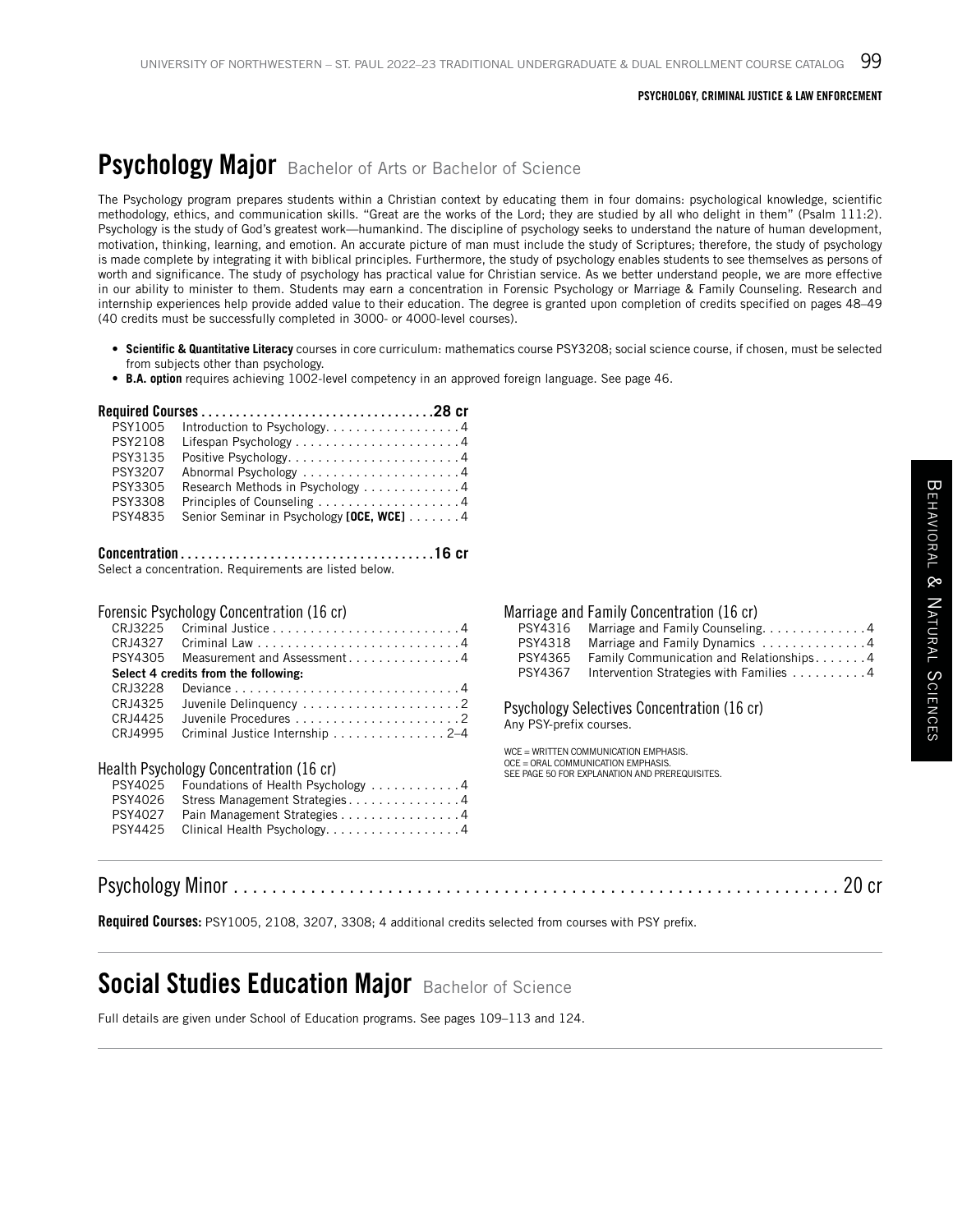# Psychology Major Bachelor of Arts or Bachelor of Science

The Psychology program prepares students within a Christian context by educating them in four domains: psychological knowledge, scientific methodology, ethics, and communication skills. "Great are the works of the Lord; they are studied by all who delight in them" (Psalm 111:2). Psychology is the study of God's greatest work—humankind. The discipline of psychology seeks to understand the nature of human development, motivation, thinking, learning, and emotion. An accurate picture of man must include the study of Scriptures; therefore, the study of psychology is made complete by integrating it with biblical principles. Furthermore, the study of psychology enables students to see themselves as persons of worth and significance. The study of psychology has practical value for Christian service. As we better understand people, we are more effective in our ability to minister to them. Students may earn a concentration in Forensic Psychology or Marriage & Family Counseling. Research and internship experiences help provide added value to their education. The degree is granted upon completion of credits specified on pages 48–49 (40 credits must be successfully completed in 3000- or 4000-level courses).

- **Scientific & Quantitative Literacy** courses in core curriculum: mathematics course PSY3208; social science course, if chosen, must be selected from subjects other than psychology.
- **B.A. option** requires achieving 1002-level competency in an approved foreign language. See page 46.

**Required Courses .................................28 cr**

| | | |
|---|---|---|
| PSY1005 | Introduction to Psychology | 4 |
| PSY2108 | Lifespan Psychology | 4 |
| PSY3135 | Positive Psychology | 4 |
| PSY3207 | Abnormal Psychology | 4 |
| PSY3305 | Research Methods in Psychology | 4 |
| PSY3308 | Principles of Counseling | 4 |
| PSY4835 | Senior Seminar in Psychology **[OCE, WCE]** | 4 |

**Concentration ....................................16 cr**

Select a concentration. Requirements are listed below.

### Forensic Psychology Concentration (16 cr)

| | | |
|---|---|---|
| CRJ3225 | Criminal Justice | 4 |
| CRJ4327 | Criminal Law | 4 |
| PSY4305 | Measurement and Assessment | 4 |
| **Select 4 credits from the following:** | | |
| CRJ3228 | Deviance | 4 |
| CRJ4325 | Juvenile Delinquency | 2 |
| CRJ4425 | Juvenile Procedures | 2 |
| CRJ4995 | Criminal Justice Internship | 2–4 |

### Health Psychology Concentration (16 cr)

| | | |
|---|---|---|
| PSY4025 | Foundations of Health Psychology | 4 |
| PSY4026 | Stress Management Strategies | 4 |
| PSY4027 | Pain Management Strategies | 4 |
| PSY4425 | Clinical Health Psychology | 4 |

### Marriage and Family Concentration (16 cr)

| | | |
|---|---|---|
| PSY4316 | Marriage and Family Counseling | 4 |
| PSY4318 | Marriage and Family Dynamics | 4 |
| PSY4365 | Family Communication and Relationships | 4 |
| PSY4367 | Intervention Strategies with Families | 4 |

### Psychology Selectives Concentration (16 cr)

Any PSY-prefix courses.

WCE = WRITTEN COMMUNICATION EMPHASIS.
OCE = ORAL COMMUNICATION EMPHASIS.
SEE PAGE 50 FOR EXPLANATION AND PREREQUISITES.

## Psychology Minor ............................................................ 20 cr

**Required Courses:** PSY1005, 2108, 3207, 3308; 4 additional credits selected from courses with PSY prefix.

# Social Studies Education Major Bachelor of Science

Full details are given under School of Education programs. See pages 109–113 and 124.